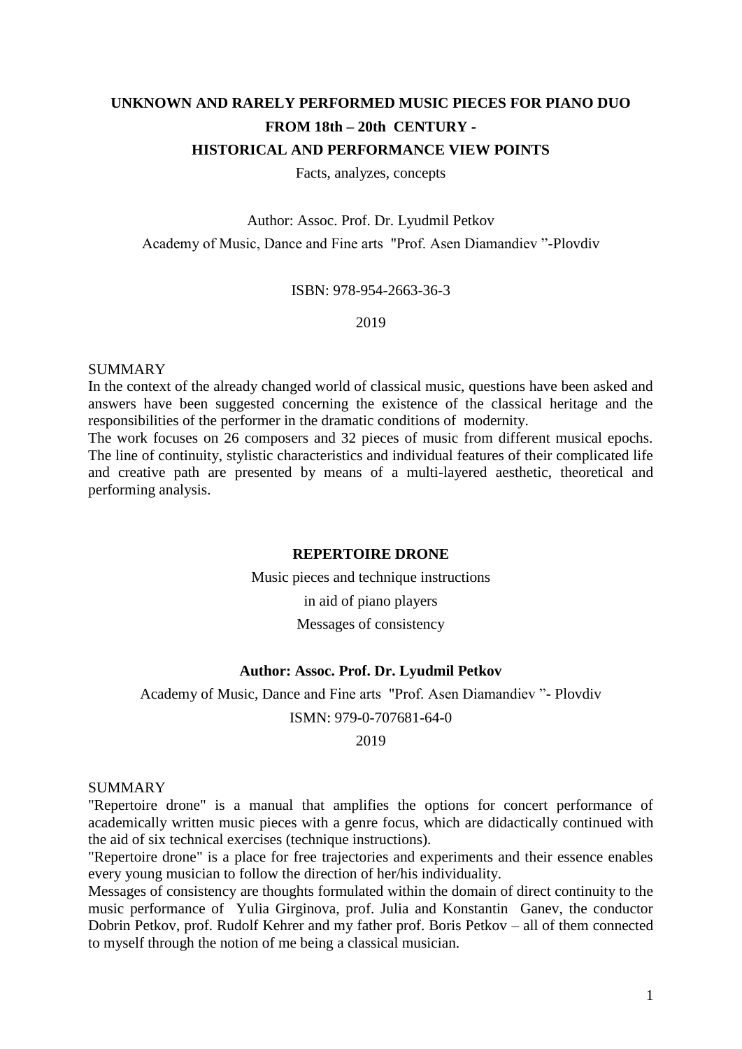# UNKNOWN AND RARELY PERFORMED MUSIC PIECES FOR PIANO DUO FROM 18th – 20th CENTURY - HISTORICAL AND PERFORMANCE VIEW POINTS

Facts, analyzes, concepts

Author: Assoc. Prof. Dr. Lyudmil Petkov

Academy of Music, Dance and Fine arts "Prof. Asen Diamandiev "-Plovdiv

ISBN: 978-954-2663-36-3

2019

SUMMARY

In the context of the already changed world of classical music, questions have been asked and answers have been suggested concerning the existence of the classical heritage and the responsibilities of the performer in the dramatic conditions of modernity.

The work focuses on 26 composers and 32 pieces of music from different musical epochs. The line of continuity, stylistic characteristics and individual features of their complicated life and creative path are presented by means of a multi-layered aesthetic, theoretical and performing analysis.

## REPERTOIRE DRONE

Music pieces and technique instructions

in aid of piano players

Messages of consistency

**Author: Assoc. Prof. Dr. Lyudmil Petkov**

Academy of Music, Dance and Fine arts "Prof. Asen Diamandiev "- Plovdiv

ISMN: 979-0-707681-64-0

2019

SUMMARY

"Repertoire drone" is a manual that amplifies the options for concert performance of academically written music pieces with a genre focus, which are didactically continued with the aid of six technical exercises (technique instructions).

"Repertoire drone" is a place for free trajectories and experiments and their essence enables every young musician to follow the direction of her/his individuality.

Messages of consistency are thoughts formulated within the domain of direct continuity to the music performance of Yulia Girginova, prof. Julia and Konstantin Ganev, the conductor Dobrin Petkov, prof. Rudolf Kehrer and my father prof. Boris Petkov – all of them connected to myself through the notion of me being a classical musician.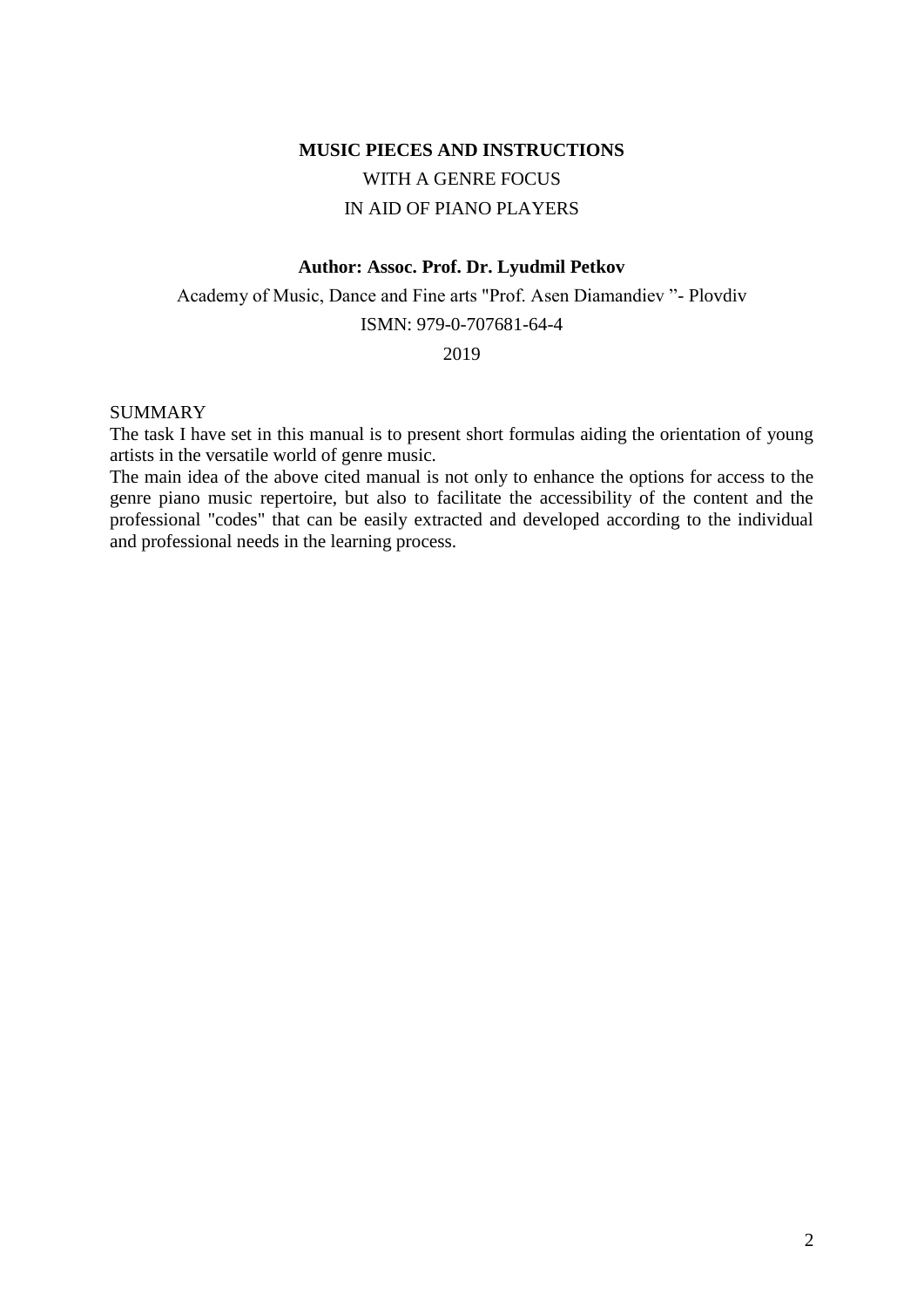# MUSIC PIECES AND INSTRUCTIONS

WITH A GENRE FOCUS

IN AID OF PIANO PLAYERS

**Author: Assoc. Prof. Dr. Lyudmil Petkov**

Academy of Music, Dance and Fine arts "Prof. Asen Diamandiev "- Plovdiv

ISMN: 979-0-707681-64-4

2019

SUMMARY

The task I have set in this manual is to present short formulas aiding the orientation of young artists in the versatile world of genre music.

The main idea of the above cited manual is not only to enhance the options for access to the genre piano music repertoire, but also to facilitate the accessibility of the content and the professional "codes" that can be easily extracted and developed according to the individual and professional needs in the learning process.